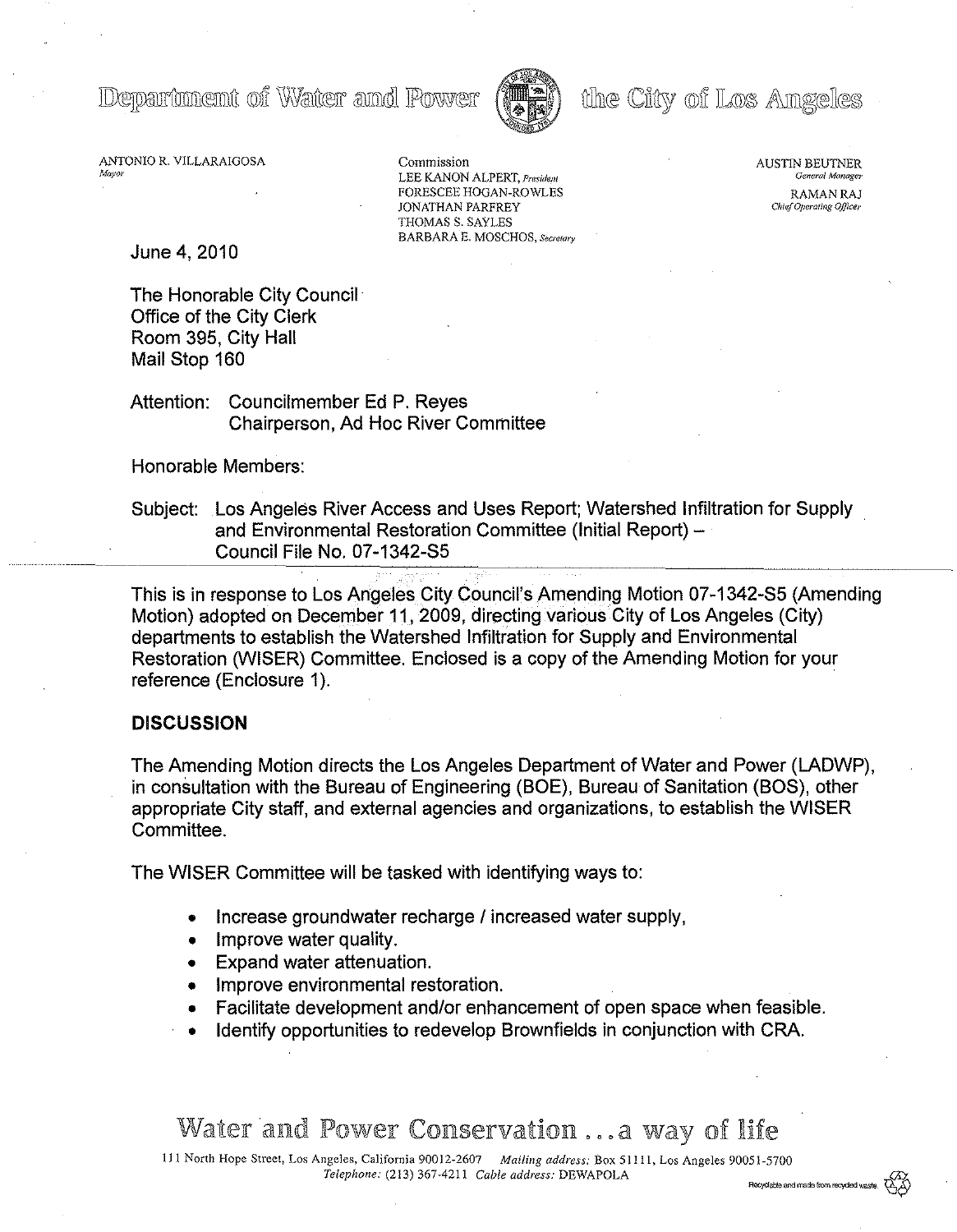# Department of Water and Power — the City of Los Angeles

ANTONIO R. VILLARAIGOSA
*Mayor*

Commission
LEE KANON ALPERT, *President*
FORESCEE HOGAN-ROWLES
JONATHAN PARFREY
THOMAS S. SAYLES
BARBARA E. MOSCHOS, *Secretary*

AUSTIN BEUTNER
*General Manager*
RAMAN RAJ
*Chief Operating Officer*

June 4, 2010

The Honorable City Council
Office of the City Clerk
Room 395, City Hall
Mail Stop 160

Attention: Councilmember Ed P. Reyes
Chairperson, Ad Hoc River Committee

Honorable Members:

Subject: Los Angeles River Access and Uses Report; Watershed Infiltration for Supply and Environmental Restoration Committee (Initial Report) – Council File No. 07-1342-S5

This is in response to Los Angeles City Council's Amending Motion 07-1342-S5 (Amending Motion) adopted on December 11, 2009, directing various City of Los Angeles (City) departments to establish the Watershed Infiltration for Supply and Environmental Restoration (WISER) Committee. Enclosed is a copy of the Amending Motion for your reference (Enclosure 1).

## DISCUSSION

The Amending Motion directs the Los Angeles Department of Water and Power (LADWP), in consultation with the Bureau of Engineering (BOE), Bureau of Sanitation (BOS), other appropriate City staff, and external agencies and organizations, to establish the WISER Committee.

The WISER Committee will be tasked with identifying ways to:

- Increase groundwater recharge / increased water supply,
- Improve water quality.
- Expand water attenuation.
- Improve environmental restoration.
- Facilitate development and/or enhancement of open space when feasible.
- Identify opportunities to redevelop Brownfields in conjunction with CRA.

Water and Power Conservation ... a way of life

111 North Hope Street, Los Angeles, California 90012-2607 *Mailing address:* Box 51111, Los Angeles 90051-5700
*Telephone:* (213) 367-4211 *Cable address:* DEWAPOLA

Recyclable and made from recycled waste.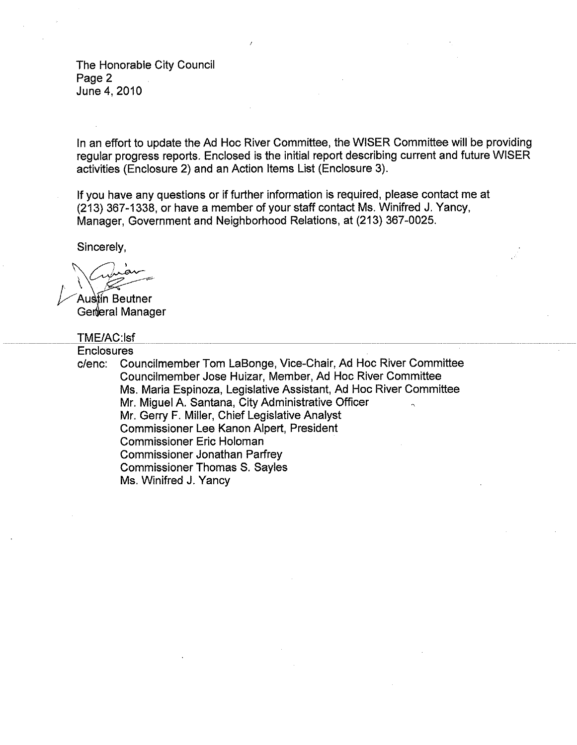The Honorable City Council
Page 2
June 4, 2010

In an effort to update the Ad Hoc River Committee, the WISER Committee will be providing regular progress reports. Enclosed is the initial report describing current and future WISER activities (Enclosure 2) and an Action Items List (Enclosure 3).

If you have any questions or if further information is required, please contact me at (213) 367-1338, or have a member of your staff contact Ms. Winifred J. Yancy, Manager, Government and Neighborhood Relations, at (213) 367-0025.

Sincerely,

Austin Beutner
General Manager

TME/AC:lsf
Enclosures
c/enc: Councilmember Tom LaBonge, Vice-Chair, Ad Hoc River Committee
Councilmember Jose Huizar, Member, Ad Hoc River Committee
Ms. Maria Espinoza, Legislative Assistant, Ad Hoc River Committee
Mr. Miguel A. Santana, City Administrative Officer
Mr. Gerry F. Miller, Chief Legislative Analyst
Commissioner Lee Kanon Alpert, President
Commissioner Eric Holoman
Commissioner Jonathan Parfrey
Commissioner Thomas S. Sayles
Ms. Winifred J. Yancy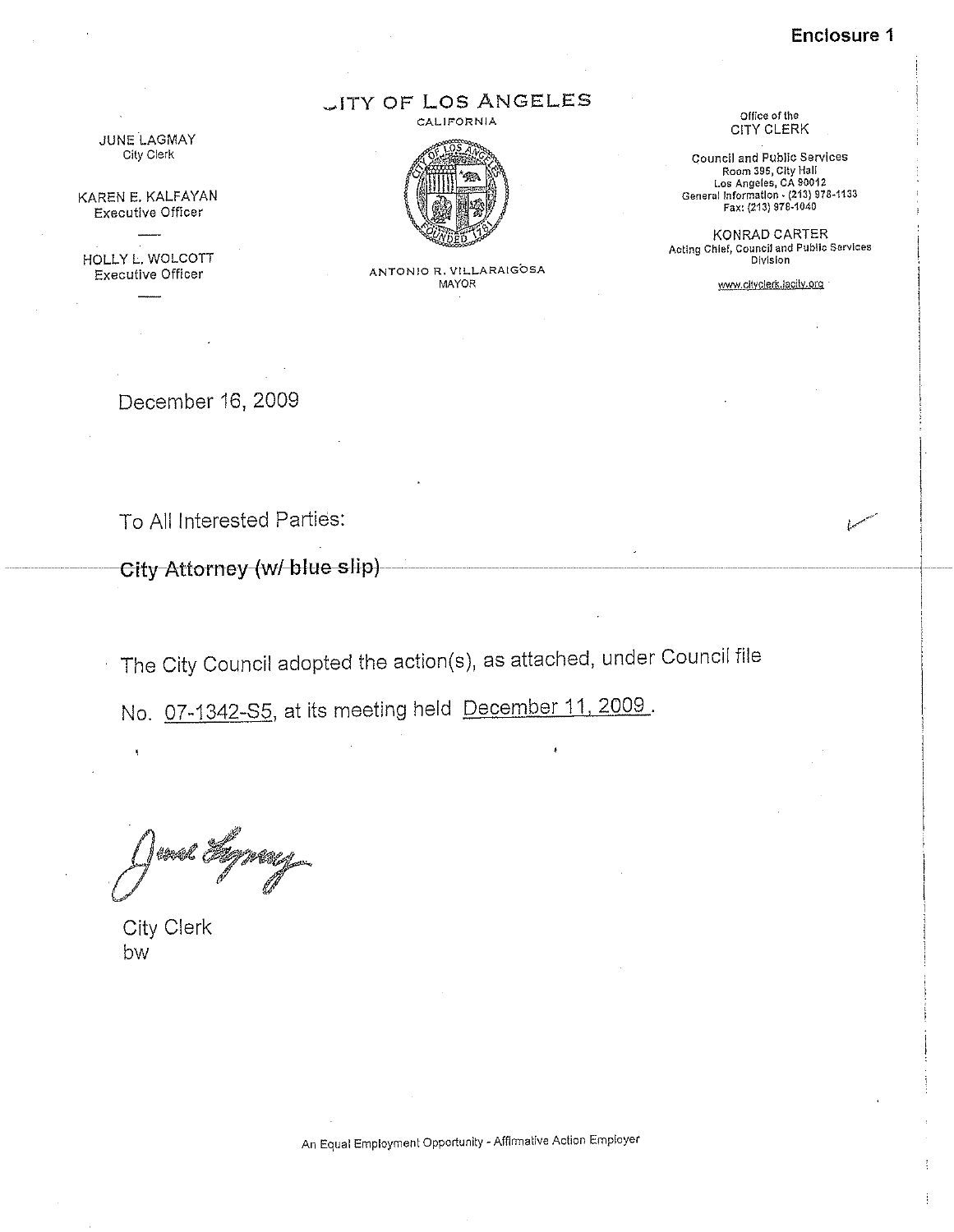**Enclosure 1**

# CITY OF LOS ANGELES

CALIFORNIA

JUNE LAGMAY
City Clerk

KAREN E. KALFAYAN
Executive Officer

HOLLY L. WOLCOTT
Executive Officer

ANTONIO R. VILLARAIGOSA
MAYOR

Office of the
CITY CLERK

Council and Public Services
Room 395, City Hall
Los Angeles, CA 90012
General Information - (213) 978-1133
Fax: (213) 978-1040

KONRAD CARTER
Acting Chief, Council and Public Services Division

www.cityclerk.lacity.org

December 16, 2009

To All Interested Parties:

**City Attorney (w/ blue slip)**

The City Council adopted the action(s), as attached, under Council file No. 07-1342-S5, at its meeting held December 11, 2009.

City Clerk
bw

An Equal Employment Opportunity - Affirmative Action Employer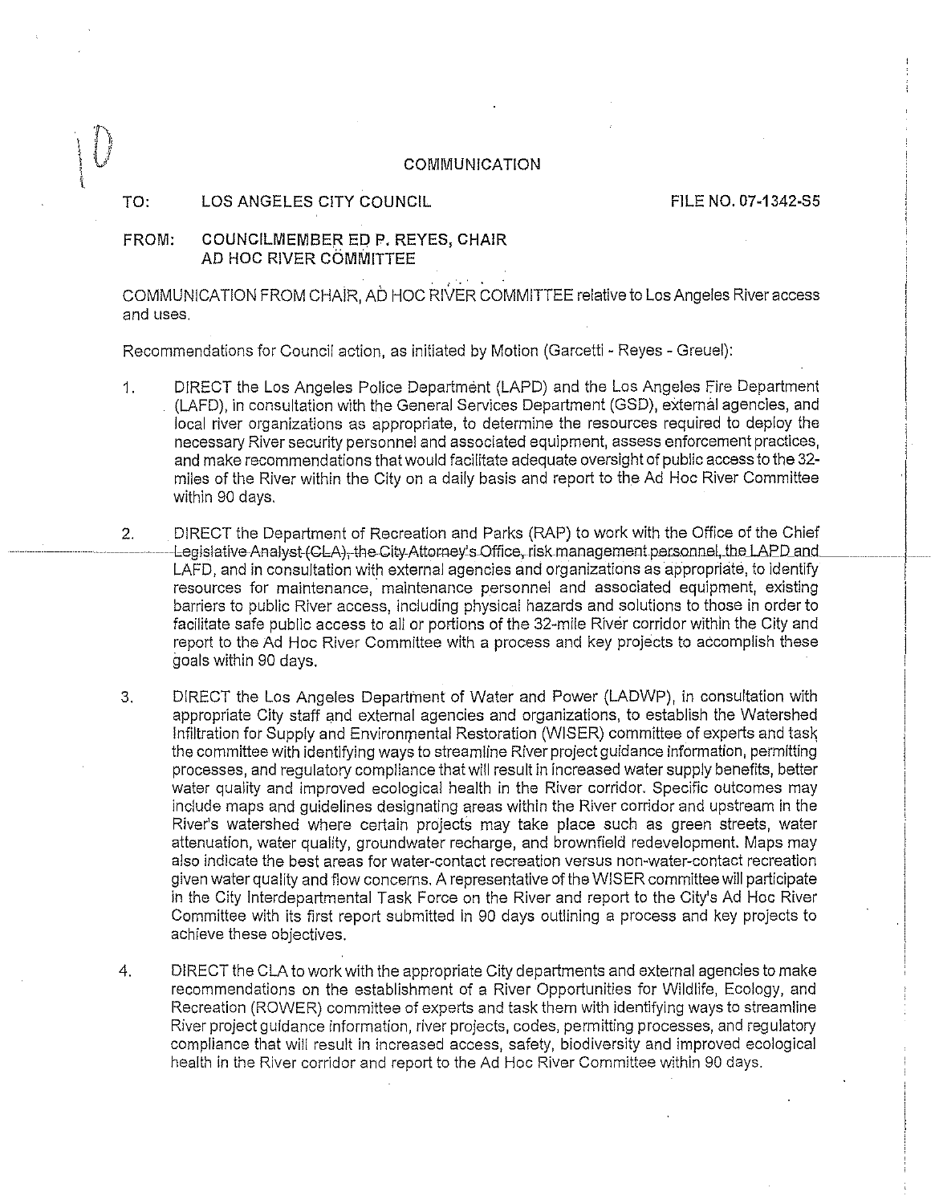# COMMUNICATION

TO: LOS ANGELES CITY COUNCIL FILE NO. 07-1342-S5

FROM: COUNCILMEMBER ED P. REYES, CHAIR
AD HOC RIVER COMMITTEE

COMMUNICATION FROM CHAIR, AD HOC RIVER COMMITTEE relative to Los Angeles River access and uses.

Recommendations for Council action, as initiated by Motion (Garcetti - Reyes - Greuel):

1. DIRECT the Los Angeles Police Department (LAPD) and the Los Angeles Fire Department (LAFD), in consultation with the General Services Department (GSD), external agencies, and local river organizations as appropriate, to determine the resources required to deploy the necessary River security personnel and associated equipment, assess enforcement practices, and make recommendations that would facilitate adequate oversight of public access to the 32-miles of the River within the City on a daily basis and report to the Ad Hoc River Committee within 90 days.

2. DIRECT the Department of Recreation and Parks (RAP) to work with the Office of the Chief Legislative Analyst (CLA), the City Attorney's Office, risk management personnel, the LAPD and LAFD, and in consultation with external agencies and organizations as appropriate, to identify resources for maintenance, maintenance personnel and associated equipment, existing barriers to public River access, including physical hazards and solutions to those in order to facilitate safe public access to all or portions of the 32-mile River corridor within the City and report to the Ad Hoc River Committee with a process and key projects to accomplish these goals within 90 days.

3. DIRECT the Los Angeles Department of Water and Power (LADWP), in consultation with appropriate City staff and external agencies and organizations, to establish the Watershed Infiltration for Supply and Environmental Restoration (WISER) committee of experts and task the committee with identifying ways to streamline River project guidance information, permitting processes, and regulatory compliance that will result in increased water supply benefits, better water quality and improved ecological health in the River corridor. Specific outcomes may include maps and guidelines designating areas within the River corridor and upstream in the River's watershed where certain projects may take place such as green streets, water attenuation, water quality, groundwater recharge, and brownfield redevelopment. Maps may also indicate the best areas for water-contact recreation versus non-water-contact recreation given water quality and flow concerns. A representative of the WISER committee will participate in the City Interdepartmental Task Force on the River and report to the City's Ad Hoc River Committee with its first report submitted in 90 days outlining a process and key projects to achieve these objectives.

4. DIRECT the CLA to work with the appropriate City departments and external agencies to make recommendations on the establishment of a River Opportunities for Wildlife, Ecology, and Recreation (ROWER) committee of experts and task them with identifying ways to streamline River project guidance information, river projects, codes, permitting processes, and regulatory compliance that will result in increased access, safety, biodiversity and improved ecological health in the River corridor and report to the Ad Hoc River Committee within 90 days.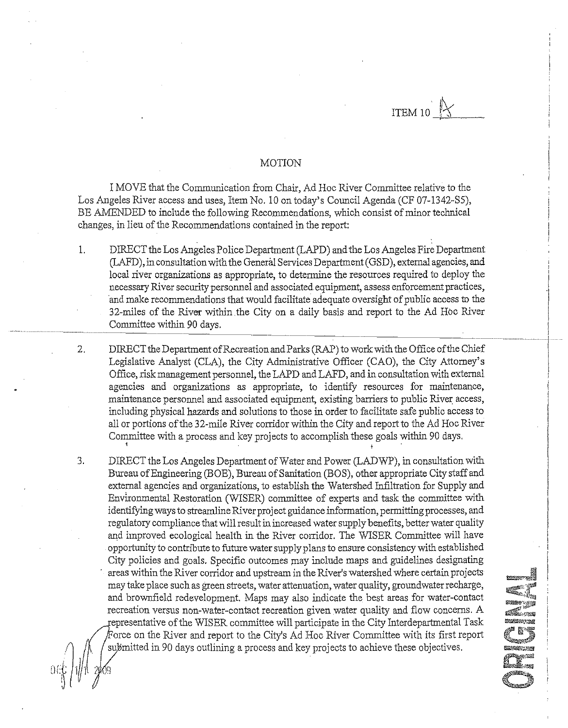ITEM 10 A

## MOTION

I MOVE that the Communication from Chair, Ad Hoc River Committee relative to the Los Angeles River access and uses, Item No. 10 on today's Council Agenda (CF 07-1342-S5), BE AMENDED to include the following Recommendations, which consist of minor technical changes, in lieu of the Recommendations contained in the report:

1. DIRECT the Los Angeles Police Department (LAPD) and the Los Angeles Fire Department (LAFD), in consultation with the General Services Department (GSD), external agencies, and local river organizations as appropriate, to determine the resources required to deploy the necessary River security personnel and associated equipment, assess enforcement practices, and make recommendations that would facilitate adequate oversight of public access to the 32-miles of the River within the City on a daily basis and report to the Ad Hoc River Committee within 90 days.

2. DIRECT the Department of Recreation and Parks (RAP) to work with the Office of the Chief Legislative Analyst (CLA), the City Administrative Officer (CAO), the City Attorney's Office, risk management personnel, the LAPD and LAFD, and in consultation with external agencies and organizations as appropriate, to identify resources for maintenance, maintenance personnel and associated equipment, existing barriers to public River access, including physical hazards and solutions to those in order to facilitate safe public access to all or portions of the 32-mile River corridor within the City and report to the Ad Hoc River Committee with a process and key projects to accomplish these goals within 90 days.

3. DIRECT the Los Angeles Department of Water and Power (LADWP), in consultation with Bureau of Engineering (BOE), Bureau of Sanitation (BOS), other appropriate City staff and external agencies and organizations, to establish the Watershed Infiltration for Supply and Environmental Restoration (WISER) committee of experts and task the committee with identifying ways to streamline River project guidance information, permitting processes, and regulatory compliance that will result in increased water supply benefits, better water quality and improved ecological health in the River corridor. The WISER Committee will have opportunity to contribute to future water supply plans to ensure consistency with established City policies and goals. Specific outcomes may include maps and guidelines designating areas within the River corridor and upstream in the River's watershed where certain projects may take place such as green streets, water attenuation, water quality, groundwater recharge, and brownfield redevelopment. Maps may also indicate the best areas for water-contact recreation versus non-water-contact recreation given water quality and flow concerns. A representative of the WISER committee will participate in the City Interdepartmental Task Force on the River and report to the City's Ad Hoc River Committee with its first report submitted in 90 days outlining a process and key projects to achieve these objectives.

DEC 1 1 2009

ORIGINAL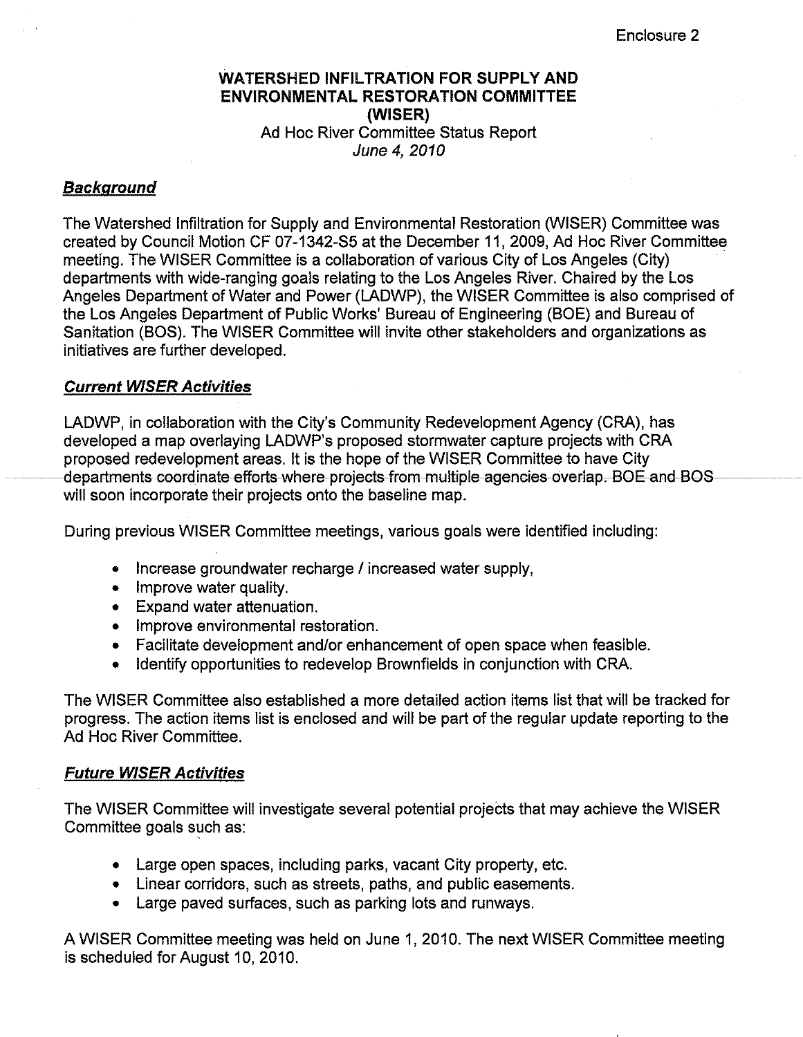Enclosure 2

# WATERSHED INFILTRATION FOR SUPPLY AND ENVIRONMENTAL RESTORATION COMMITTEE (WISER)

Ad Hoc River Committee Status Report
*June 4, 2010*

## ***Background***

The Watershed Infiltration for Supply and Environmental Restoration (WISER) Committee was created by Council Motion CF 07-1342-S5 at the December 11, 2009, Ad Hoc River Committee meeting. The WISER Committee is a collaboration of various City of Los Angeles (City) departments with wide-ranging goals relating to the Los Angeles River. Chaired by the Los Angeles Department of Water and Power (LADWP), the WISER Committee is also comprised of the Los Angeles Department of Public Works' Bureau of Engineering (BOE) and Bureau of Sanitation (BOS). The WISER Committee will invite other stakeholders and organizations as initiatives are further developed.

## ***Current WISER Activities***

LADWP, in collaboration with the City's Community Redevelopment Agency (CRA), has developed a map overlaying LADWP's proposed stormwater capture projects with CRA proposed redevelopment areas. It is the hope of the WISER Committee to have City departments coordinate efforts where projects from multiple agencies overlap. BOE and BOS will soon incorporate their projects onto the baseline map.

During previous WISER Committee meetings, various goals were identified including:

- Increase groundwater recharge / increased water supply,
- Improve water quality.
- Expand water attenuation.
- Improve environmental restoration.
- Facilitate development and/or enhancement of open space when feasible.
- Identify opportunities to redevelop Brownfields in conjunction with CRA.

The WISER Committee also established a more detailed action items list that will be tracked for progress. The action items list is enclosed and will be part of the regular update reporting to the Ad Hoc River Committee.

## ***Future WISER Activities***

The WISER Committee will investigate several potential projects that may achieve the WISER Committee goals such as:

- Large open spaces, including parks, vacant City property, etc.
- Linear corridors, such as streets, paths, and public easements.
- Large paved surfaces, such as parking lots and runways.

A WISER Committee meeting was held on June 1, 2010. The next WISER Committee meeting is scheduled for August 10, 2010.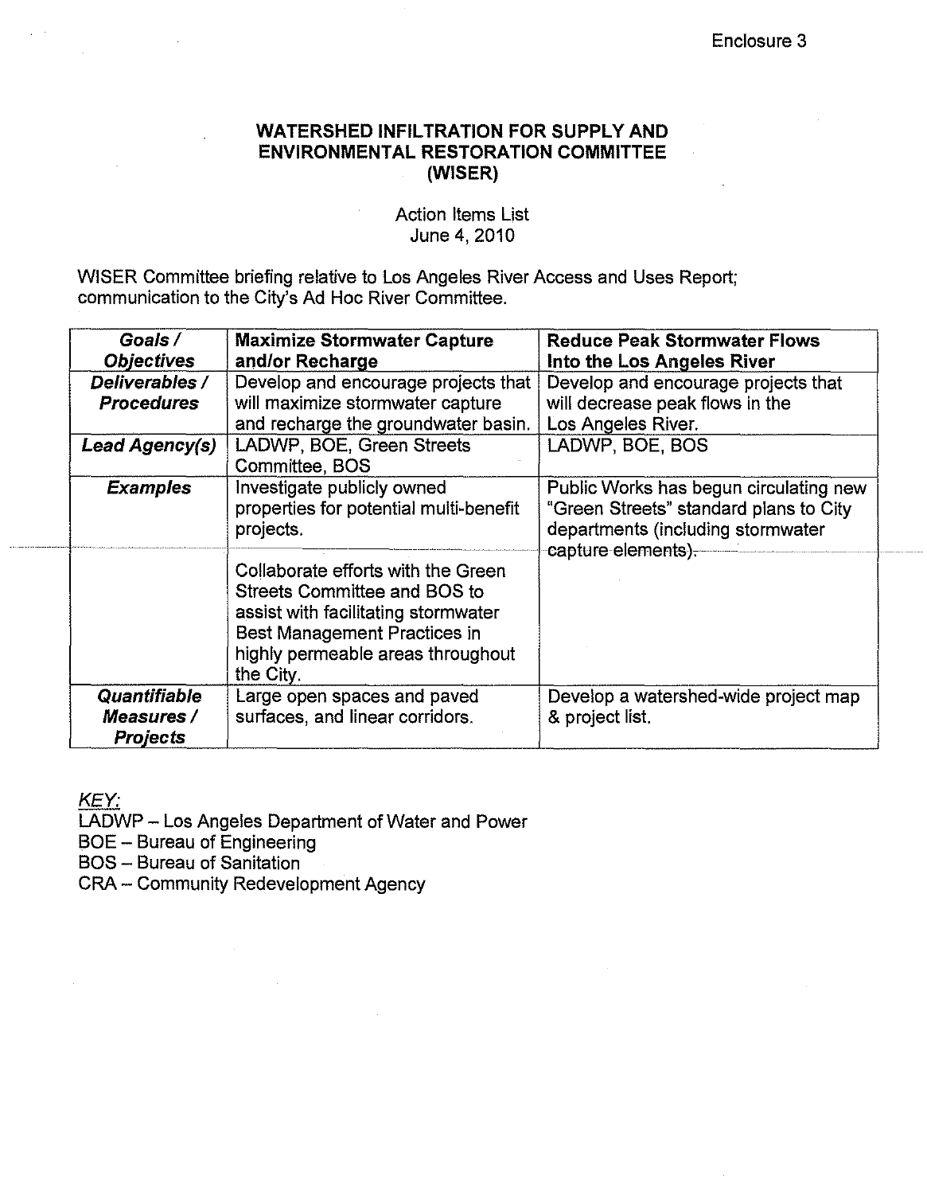Enclosure 3

# WATERSHED INFILTRATION FOR SUPPLY AND ENVIRONMENTAL RESTORATION COMMITTEE (WISER)

Action Items List
June 4, 2010

WISER Committee briefing relative to Los Angeles River Access and Uses Report; communication to the City's Ad Hoc River Committee.

| ***Goals / Objectives*** | **Maximize Stormwater Capture and/or Recharge** | **Reduce Peak Stormwater Flows Into the Los Angeles River** |
|---|---|---|
| ***Deliverables / Procedures*** | Develop and encourage projects that will maximize stormwater capture and recharge the groundwater basin. | Develop and encourage projects that will decrease peak flows in the Los Angeles River. |
| ***Lead Agency(s)*** | LADWP, BOE, Green Streets Committee, BOS | LADWP, BOE, BOS |
| ***Examples*** | Investigate publicly owned properties for potential multi-benefit projects. | Public Works has begun circulating new "Green Streets" standard plans to City departments (including stormwater capture elements). |
| | Collaborate efforts with the Green Streets Committee and BOS to assist with facilitating stormwater Best Management Practices in highly permeable areas throughout the City. | |
| ***Quantifiable Measures / Projects*** | Large open spaces and paved surfaces, and linear corridors. | Develop a watershed-wide project map & project list. |

*KEY:*

LADWP – Los Angeles Department of Water and Power
BOE – Bureau of Engineering
BOS – Bureau of Sanitation
CRA – Community Redevelopment Agency